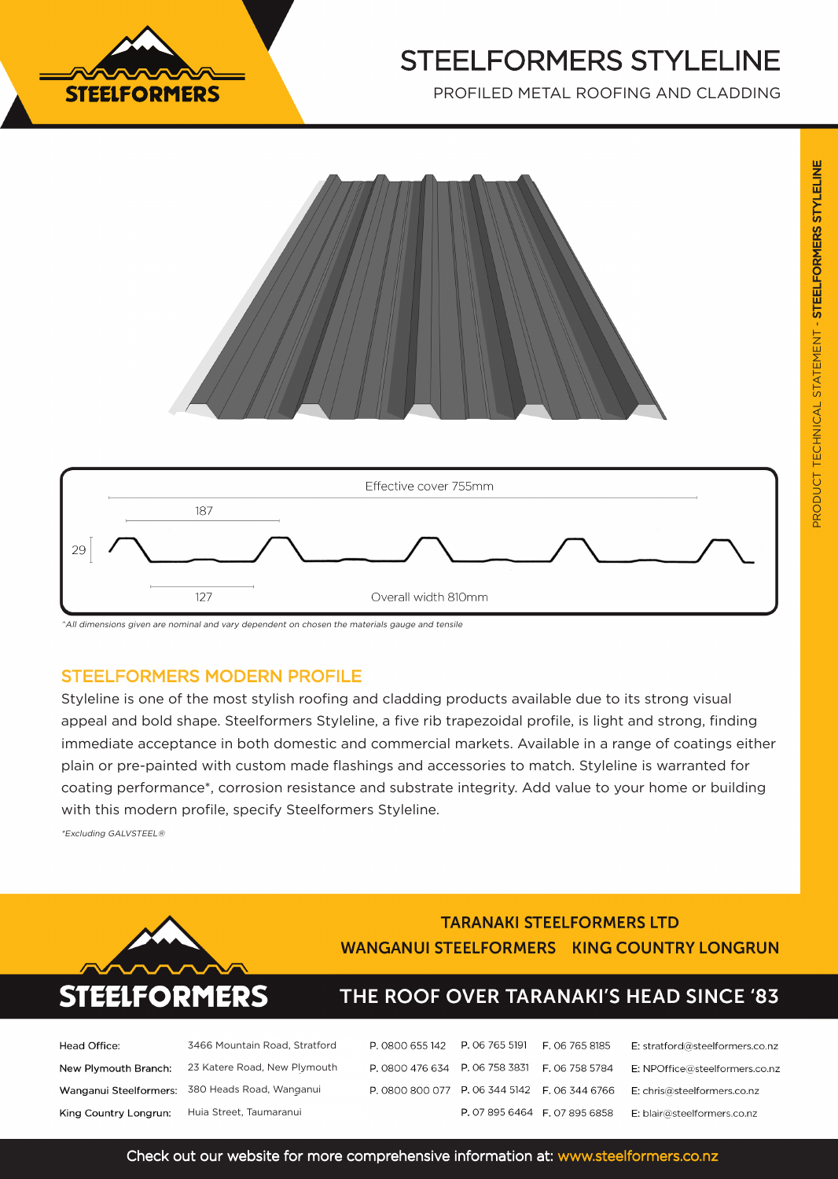# STEELFORMERS STYLELINE

PROFILED METAL ROOFING AND CLADDING

Effective cover 755mm

187

29

127

Overall width 810mm

*^All dimensions given are nominal and vary dependent on chosen the materials gauge and tensile*

## STEELFORMERS MODERN PROFILE

Styleline is one of the most stylish roofing and cladding products available due to its strong visual appeal and bold shape. Steelformers Styleline, a five rib trapezoidal profile, is light and strong, finding immediate acceptance in both domestic and commercial markets. Available in a range of coatings either plain or pre-painted with custom made flashings and accessories to match. Styleline is warranted for coating performance*, corrosion resistance and substrate integrity. Add value to your home or building with this modern profile, specify Steelformers Styleline.

*\*Excluding GALVSTEEL®*

**TARANAKI STEELFORMERS LTD**

**WANGANUI STEELFORMERS   KING COUNTRY LONGRUN**

**THE ROOF OVER TARANAKI'S HEAD SINCE '83**

| | | | | | |
|---|---|---|---|---|---|
| Head Office: | 3466 Mountain Road, Stratford | P. 0800 655 142 | P. 06 765 5191 | F. 06 765 8185 | E: stratford@steelformers.co.nz |
| New Plymouth Branch: | 23 Katere Road, New Plymouth | P. 0800 476 634 | P. 06 758 3831 | F. 06 758 5784 | E: NPOffice@steelformers.co.nz |
| Wanganui Steelformers: | 380 Heads Road, Wanganui | P. 0800 800 077 | P. 06 344 5142 | F. 06 344 6766 | E: chris@steelformers.co.nz |
| King Country Longrun: | Huia Street, Taumaranui | | P. 07 895 6464 | F. 07 895 6858 | E: blair@steelformers.co.nz |

Check out our website for more comprehensive information at: www.steelformers.co.nz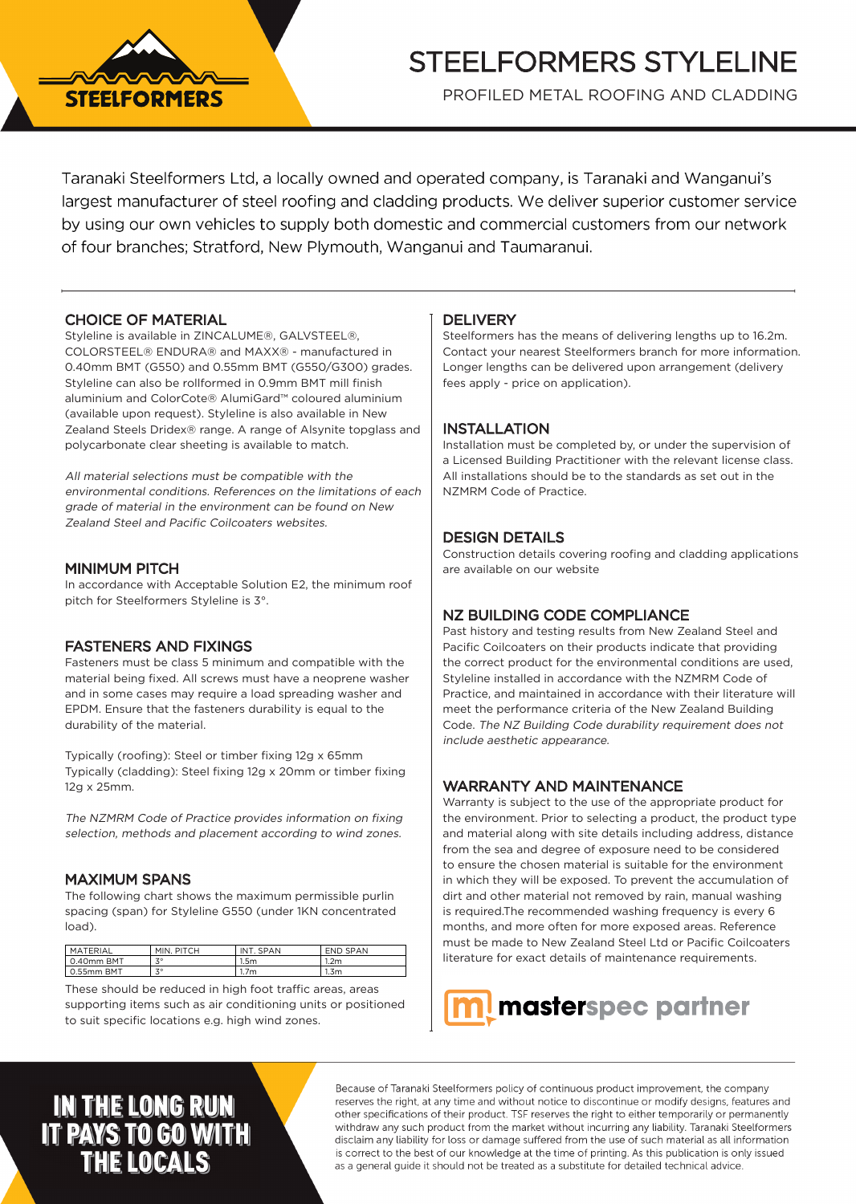STEELFORMERS

# STEELFORMERS STYLELINE

PROFILED METAL ROOFING AND CLADDING

Taranaki Steelformers Ltd, a locally owned and operated company, is Taranaki and Wanganui's largest manufacturer of steel roofing and cladding products. We deliver superior customer service by using our own vehicles to supply both domestic and commercial customers from our network of four branches; Stratford, New Plymouth, Wanganui and Taumaranui.

## CHOICE OF MATERIAL

Styleline is available in ZINCALUME®, GALVSTEEL®, COLORSTEEL® ENDURA® and MAXX® - manufactured in 0.40mm BMT (G550) and 0.55mm BMT (G550/G300) grades. Styleline can also be rollformed in 0.9mm BMT mill finish aluminium and ColorCote® AlumiGard™ coloured aluminium (available upon request). Styleline is also available in New Zealand Steels Dridex® range. A range of Alsynite topglass and polycarbonate clear sheeting is available to match.

*All material selections must be compatible with the environmental conditions. References on the limitations of each grade of material in the environment can be found on New Zealand Steel and Pacific Coilcoaters websites.*

## MINIMUM PITCH

In accordance with Acceptable Solution E2, the minimum roof pitch for Steelformers Styleline is 3°.

## FASTENERS AND FIXINGS

Fasteners must be class 5 minimum and compatible with the material being fixed. All screws must have a neoprene washer and in some cases may require a load spreading washer and EPDM. Ensure that the fasteners durability is equal to the durability of the material.

Typically (roofing): Steel or timber fixing 12g x 65mm
Typically (cladding): Steel fixing 12g x 20mm or timber fixing 12g x 25mm.

*The NZMRM Code of Practice provides information on fixing selection, methods and placement according to wind zones.*

## MAXIMUM SPANS

The following chart shows the maximum permissible purlin spacing (span) for Styleline G550 (under 1KN concentrated load).

| MATERIAL | MIN. PITCH | INT. SPAN | END SPAN |
|---|---|---|---|
| 0.40mm BMT | 3° | 1.5m | 1.2m |
| 0.55mm BMT | 3° | 1.7m | 1.3m |

These should be reduced in high foot traffic areas, areas supporting items such as air conditioning units or positioned to suit specific locations e.g. high wind zones.

## DELIVERY

Steelformers has the means of delivering lengths up to 16.2m. Contact your nearest Steelformers branch for more information. Longer lengths can be delivered upon arrangement (delivery fees apply - price on application).

## INSTALLATION

Installation must be completed by, or under the supervision of a Licensed Building Practitioner with the relevant license class. All installations should be to the standards as set out in the NZMRM Code of Practice.

## DESIGN DETAILS

Construction details covering roofing and cladding applications are available on our website

## NZ BUILDING CODE COMPLIANCE

Past history and testing results from New Zealand Steel and Pacific Coilcoaters on their products indicate that providing the correct product for the environmental conditions are used, Styleline installed in accordance with the NZMRM Code of Practice, and maintained in accordance with their literature will meet the performance criteria of the New Zealand Building Code. *The NZ Building Code durability requirement does not include aesthetic appearance.*

## WARRANTY AND MAINTENANCE

Warranty is subject to the use of the appropriate product for the environment. Prior to selecting a product, the product type and material along with site details including address, distance from the sea and degree of exposure need to be considered to ensure the chosen material is suitable for the environment in which they will be exposed. To prevent the accumulation of dirt and other material not removed by rain, manual washing is required.The recommended washing frequency is every 6 months, and more often for more exposed areas. Reference must be made to New Zealand Steel Ltd or Pacific Coilcoaters literature for exact details of maintenance requirements.

masterspec partner

**IN THE LONG RUN IT PAYS TO GO WITH THE LOCALS**

Because of Taranaki Steelformers policy of continuous product improvement, the company reserves the right, at any time and without notice to discontinue or modify designs, features and other specifications of their product. TSF reserves the right to either temporarily or permanently withdraw any such product from the market without incurring any liability. Taranaki Steelformers disclaim any liability for loss or damage suffered from the use of such material as all information is correct to the best of our knowledge at the time of printing. As this publication is only issued as a general guide it should not be treated as a substitute for detailed technical advice.